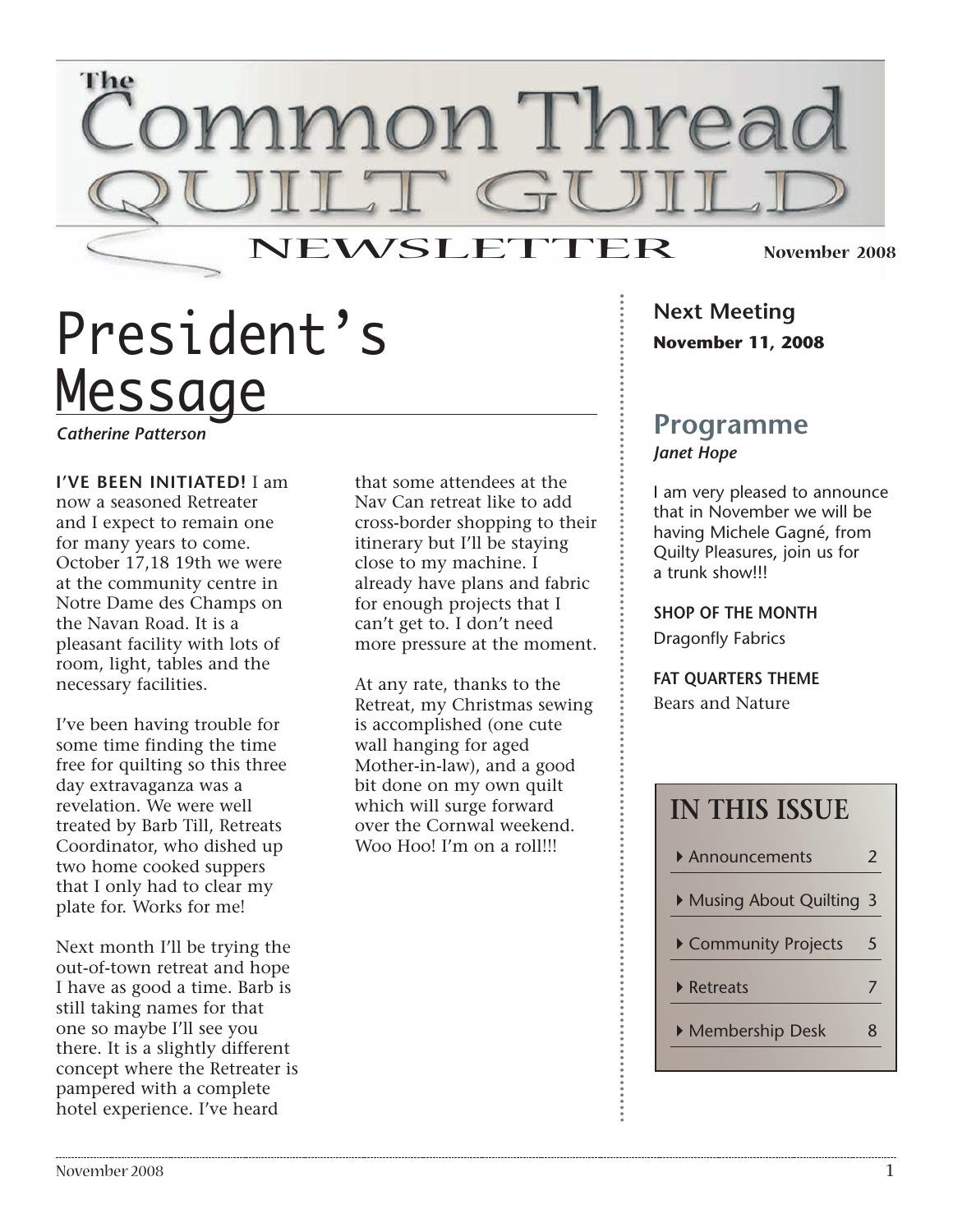# The Common Thread Quilt Guild Newsletter

November 2008

## President's Message

*Catherine Patterson*

**I'VE BEEN INITIATED!** I am now a seasoned Retreater and I expect to remain one for many years to come. October 17,18 19th we were at the community centre in Notre Dame des Champs on the Navan Road. It is a pleasant facility with lots of room, light, tables and the necessary facilities.

I've been having trouble for some time finding the time free for quilting so this three day extravaganza was a revelation. We were well treated by Barb Till, Retreats Coordinator, who dished up two home cooked suppers that I only had to clear my plate for. Works for me!

Next month I'll be trying the out-of-town retreat and hope I have as good a time. Barb is still taking names for that one so maybe I'll see you there. It is a slightly different concept where the Retreater is pampered with a complete hotel experience. I've heard that some attendees at the Nav Can retreat like to add cross-border shopping to their itinerary but I'll be staying close to my machine. I already have plans and fabric for enough projects that I can't get to. I don't need more pressure at the moment.

At any rate, thanks to the Retreat, my Christmas sewing is accomplished (one cute wall hanging for aged Mother-in-law), and a good bit done on my own quilt which will surge forward over the Cornwal weekend. Woo Hoo! I'm on a roll!!!

## Next Meeting

**November 11, 2008**

## Programme

*Janet Hope*

I am very pleased to announce that in November we will be having Michele Gagné, from Quilty Pleasures, join us for a trunk show!!!

**SHOP OF THE MONTH**

Dragonfly Fabrics

**FAT QUARTERS THEME**

Bears and Nature

## IN THIS ISSUE

| Section | Page |
| --- | --- |
| Announcements | 2 |
| Musing About Quilting | 3 |
| Community Projects | 5 |
| Retreats | 7 |
| Membership Desk | 8 |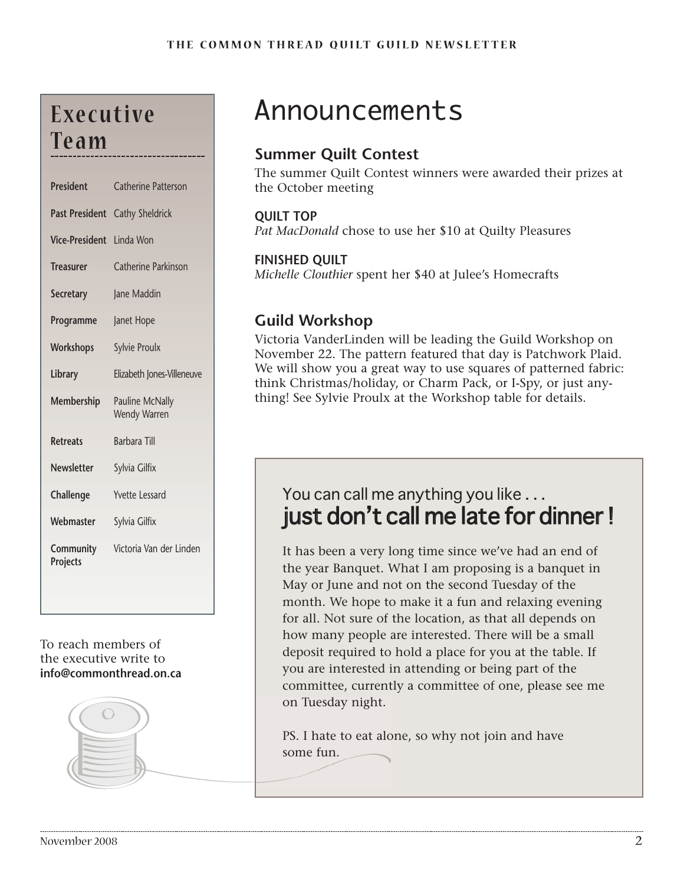## Executive Team

| | |
|---|---|
| **President** | Catherine Patterson |
| **Past President** | Cathy Sheldrick |
| **Vice-President** | Linda Won |
| **Treasurer** | Catherine Parkinson |
| **Secretary** | Jane Maddin |
| **Programme** | Janet Hope |
| **Workshops** | Sylvie Proulx |
| **Library** | Elizabeth Jones-Villeneuve |
| **Membership** | Pauline McNally<br>Wendy Warren |
| **Retreats** | Barbara Till |
| **Newsletter** | Sylvia Gilfix |
| **Challenge** | Yvette Lessard |
| **Webmaster** | Sylvia Gilfix |
| **Community Projects** | Victoria Van der Linden |

To reach members of the executive write to **info@commonthread.on.ca**

# Announcements

## Summer Quilt Contest

The summer Quilt Contest winners were awarded their prizes at the October meeting

**QUILT TOP**
*Pat MacDonald* chose to use her $10 at Quilty Pleasures

**FINISHED QUILT**
*Michelle Clouthier* spent her $40 at Julee's Homecrafts

## Guild Workshop

Victoria VanderLinden will be leading the Guild Workshop on November 22. The pattern featured that day is Patchwork Plaid. We will show you a great way to use squares of patterned fabric: think Christmas/holiday, or Charm Pack, or I-Spy, or just anything! See Sylvie Proulx at the Workshop table for details.

### You can call me anything you like . . . just don't call me late for dinner !

It has been a very long time since we've had an end of the year Banquet. What I am proposing is a banquet in May or June and not on the second Tuesday of the month. We hope to make it a fun and relaxing evening for all. Not sure of the location, as that all depends on how many people are interested. There will be a small deposit required to hold a place for you at the table. If you are interested in attending or being part of the committee, currently a committee of one, please see me on Tuesday night.

PS. I hate to eat alone, so why not join and have some fun.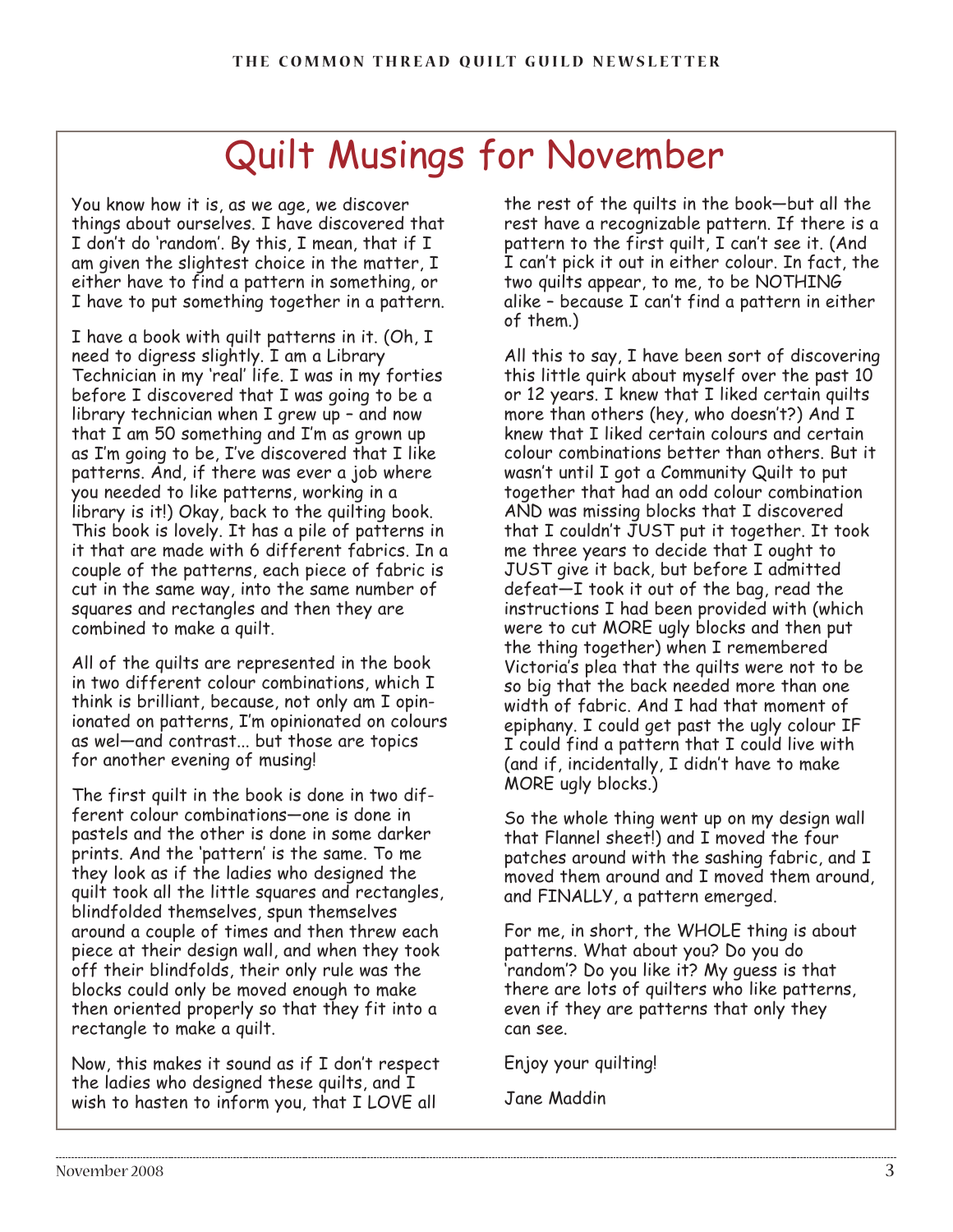# Quilt Musings for November

You know how it is, as we age, we discover things about ourselves. I have discovered that I don't do 'random'. By this, I mean, that if I am given the slightest choice in the matter, I either have to find a pattern in something, or I have to put something together in a pattern.

I have a book with quilt patterns in it. (Oh, I need to digress slightly. I am a Library Technician in my 'real' life. I was in my forties before I discovered that I was going to be a library technician when I grew up – and now that I am 50 something and I'm as grown up as I'm going to be, I've discovered that I like patterns. And, if there was ever a job where you needed to like patterns, working in a library is it!) Okay, back to the quilting book. This book is lovely. It has a pile of patterns in it that are made with 6 different fabrics. In a couple of the patterns, each piece of fabric is cut in the same way, into the same number of squares and rectangles and then they are combined to make a quilt.

All of the quilts are represented in the book in two different colour combinations, which I think is brilliant, because, not only am I opinionated on patterns, I'm opinionated on colours as wel—and contrast... but those are topics for another evening of musing!

The first quilt in the book is done in two different colour combinations—one is done in pastels and the other is done in some darker prints. And the 'pattern' is the same. To me they look as if the ladies who designed the quilt took all the little squares and rectangles, blindfolded themselves, spun themselves around a couple of times and then threw each piece at their design wall, and when they took off their blindfolds, their only rule was the blocks could only be moved enough to make then oriented properly so that they fit into a rectangle to make a quilt.

Now, this makes it sound as if I don't respect the ladies who designed these quilts, and I wish to hasten to inform you, that I LOVE all the rest of the quilts in the book—but all the rest have a recognizable pattern. If there is a pattern to the first quilt, I can't see it. (And I can't pick it out in either colour. In fact, the two quilts appear, to me, to be NOTHING alike – because I can't find a pattern in either of them.)

All this to say, I have been sort of discovering this little quirk about myself over the past 10 or 12 years. I knew that I liked certain quilts more than others (hey, who doesn't?) And I knew that I liked certain colours and certain colour combinations better than others. But it wasn't until I got a Community Quilt to put together that had an odd colour combination AND was missing blocks that I discovered that I couldn't JUST put it together. It took me three years to decide that I ought to JUST give it back, but before I admitted defeat—I took it out of the bag, read the instructions I had been provided with (which were to cut MORE ugly blocks and then put the thing together) when I remembered Victoria's plea that the quilts were not to be so big that the back needed more than one width of fabric. And I had that moment of epiphany. I could get past the ugly colour IF I could find a pattern that I could live with (and if, incidentally, I didn't have to make MORE ugly blocks.)

So the whole thing went up on my design wall that Flannel sheet!) and I moved the four patches around with the sashing fabric, and I moved them around and I moved them around, and FINALLY, a pattern emerged.

For me, in short, the WHOLE thing is about patterns. What about you? Do you do 'random'? Do you like it? My guess is that there are lots of quilters who like patterns, even if they are patterns that only they can see.

Enjoy your quilting!

Jane Maddin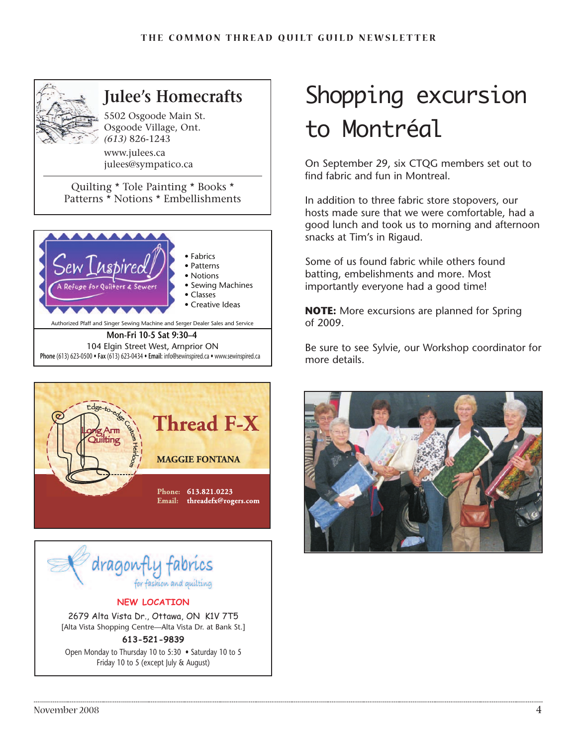## Julee's Homecrafts

5502 Osgoode Main St.
Osgoode Village, Ont.
*(613)* 826-1243
www.julees.ca
julees@sympatico.ca

Quilting * Tole Painting * Books * Patterns * Notions * Embellishments

---

## Sew Inspired!

A Refuge for Quilters & Sewers

- Fabrics
- Patterns
- Notions
- Sewing Machines
- Classes
- Creative Ideas

Authorized Pfaff and Singer Sewing Machine and Serger Dealer Sales and Service

**Mon-Fri 10-5 Sat 9:30–4**
104 Elgin Street West, Arnprior ON
**Phone** (613) 623-0500 • **Fax** (613) 623-0434 • **Email:** info@sewinspired.ca • www.sewinspired.ca

---

## Thread F-X

Edge-to-edge Custom Heirloom Long Arm Quilting

**MAGGIE FONTANA**

**Phone:** 613.821.0223
**Email:** threadefx@rogers.com

---

## dragonfly fabrics

for fashion and quilting

**NEW LOCATION**

2679 Alta Vista Dr., Ottawa, ON K1V 7T5
[Alta Vista Shopping Centre—Alta Vista Dr. at Bank St.]

**613-521-9839**

Open Monday to Thursday 10 to 5:30 • Saturday 10 to 5
Friday 10 to 5 (except July & August)

---

# Shopping excursion to Montréal

On September 29, six CTQG members set out to find fabric and fun in Montreal.

In addition to three fabric store stopovers, our hosts made sure that we were comfortable, had a good lunch and took us to morning and afternoon snacks at Tim's in Rigaud.

Some of us found fabric while others found batting, embelishments and more. Most importantly everyone had a good time!

**NOTE:** More excursions are planned for Spring of 2009.

Be sure to see Sylvie, our Workshop coordinator for more details.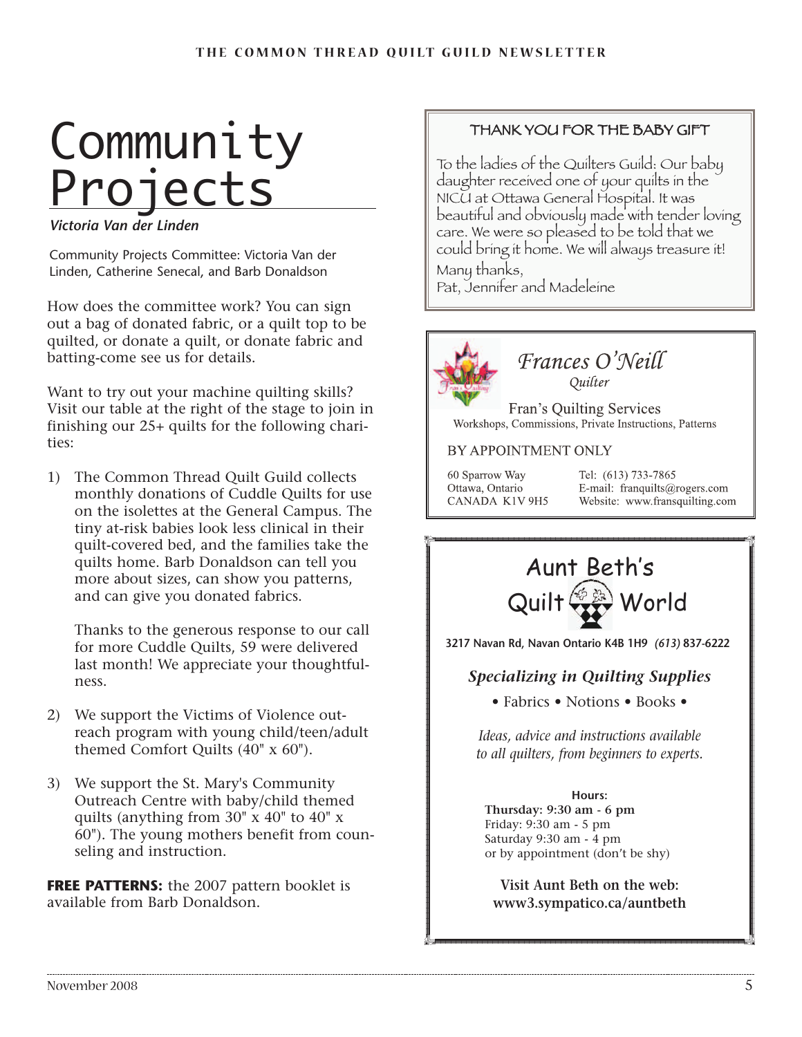# Community Projects

*Victoria Van der Linden*

Community Projects Committee: Victoria Van der Linden, Catherine Senecal, and Barb Donaldson

How does the committee work? You can sign out a bag of donated fabric, or a quilt top to be quilted, or donate a quilt, or donate fabric and batting-come see us for details.

Want to try out your machine quilting skills? Visit our table at the right of the stage to join in finishing our 25+ quilts for the following charities:

1) The Common Thread Quilt Guild collects monthly donations of Cuddle Quilts for use on the isolettes at the General Campus. The tiny at-risk babies look less clinical in their quilt-covered bed, and the families take the quilts home. Barb Donaldson can tell you more about sizes, can show you patterns, and can give you donated fabrics.

   Thanks to the generous response to our call for more Cuddle Quilts, 59 were delivered last month! We appreciate your thoughtfulness.

2) We support the Victims of Violence outreach program with young child/teen/adult themed Comfort Quilts (40" x 60").

3) We support the St. Mary's Community Outreach Centre with baby/child themed quilts (anything from 30" x 40" to 40" x 60"). The young mothers benefit from counseling and instruction.

**FREE PATTERNS:** the 2007 pattern booklet is available from Barb Donaldson.

---

### THANK YOU FOR THE BABY GIFT

To the ladies of the Quilters Guild: Our baby daughter received one of your quilts in the NICU at Ottawa General Hospital. It was beautiful and obviously made with tender loving care. We were so pleased to be told that we could bring it home. We will always treasure it!

Many thanks,
Pat, Jennifer and Madeleine

---

*Frances O'Neill*
*Quilter*

Fran's Quilting Services
Workshops, Commissions, Private Instructions, Patterns

BY APPOINTMENT ONLY

60 Sparrow Way
Ottawa, Ontario
CANADA K1V 9H5

Tel: (613) 733-7865
E-mail: franquilts@rogers.com
Website: www.fransquilting.com

---

## Aunt Beth's Quilt World

**3217 Navan Rd, Navan Ontario K4B 1H9** ***(613)*** **837-6222**

***Specializing in Quilting Supplies***

• Fabrics • Notions • Books •

*Ideas, advice and instructions available to all quilters, from beginners to experts.*

**Hours:**
**Thursday: 9:30 am - 6 pm**
Friday: 9:30 am - 5 pm
Saturday 9:30 am - 4 pm
or by appointment (don't be shy)

**Visit Aunt Beth on the web:**
**www3.sympatico.ca/auntbeth**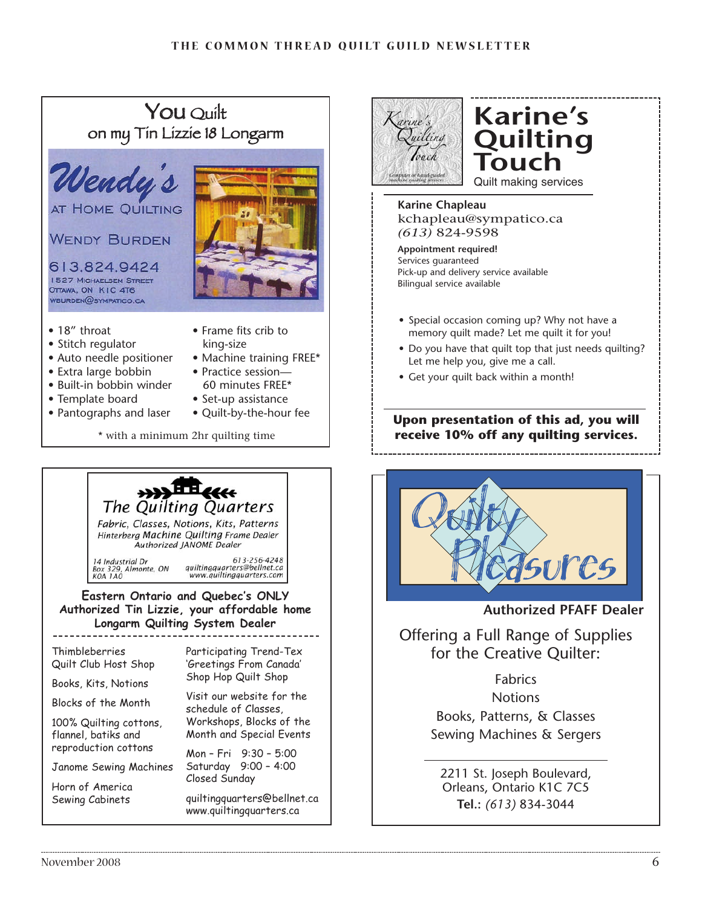## You Quilt
### on my Tin Lizzie 18 Longarm

**Wendy's**
AT HOME QUILTING

WENDY BURDEN

613.824.9424
1527 Michaelsen Street
Ottawa, ON K1C 4T6
wburden@sympatico.ca

- 18" throat
- Stitch regulator
- Auto needle positioner
- Extra large bobbin
- Built-in bobbin winder
- Template board
- Pantographs and laser
- Frame fits crib to king-size
- Machine training FREE*
- Practice session— 60 minutes FREE*
- Set-up assistance
- Quilt-by-the-hour fee

\* with a minimum 2hr quilting time

---

## Karine's Quilting Touch

Quilt making services

Karine's Quilting Touch — Computer or hand-guided machine quilting services

**Karine Chapleau**
kchapleau@sympatico.ca
*(613)* 824-9598

**Appointment required!**
Services guaranteed
Pick-up and delivery service available
Bilingual service available

- Special occasion coming up? Why not have a memory quilt made? Let me quilt it for you!
- Do you have that quilt top that just needs quilting? Let me help you, give me a call.
- Get your quilt back within a month!

**Upon presentation of this ad, you will receive 10% off any quilting services.**

---

## The Quilting Quarters

*Fabric, Classes, Notions, Kits, Patterns*
*Hinterberg Machine Quilting Frame Dealer*
*Authorized JANOME Dealer*

14 Industrial Dr
Box 329, Almonte, ON
K0A 1A0

613-256-4248
quiltingquarters@bellnet.ca
www.quiltingquarters.com

**Eastern Ontario and Quebec's ONLY Authorized Tin Lizzie, your affordable home Longarm Quilting System Dealer**

Thimbleberries Quilt Club Host Shop

Books, Kits, Notions

Blocks of the Month

100% Quilting cottons, flannel, batiks and reproduction cottons

Janome Sewing Machines

Horn of America Sewing Cabinets

Participating Trend-Tex 'Greetings From Canada' Shop Hop Quilt Shop

Visit our website for the schedule of Classes, Workshops, Blocks of the Month and Special Events

Mon – Fri 9:30 – 5:00
Saturday 9:00 – 4:00
Closed Sunday

quiltingquarters@bellnet.ca
www.quiltingquarters.ca

---

## Quilty Pleasures

**Authorized PFAFF Dealer**

Offering a Full Range of Supplies for the Creative Quilter:

Fabrics
Notions
Books, Patterns, & Classes
Sewing Machines & Sergers

2211 St. Joseph Boulevard,
Orleans, Ontario K1C 7C5
**Tel.:** *(613)* 834-3044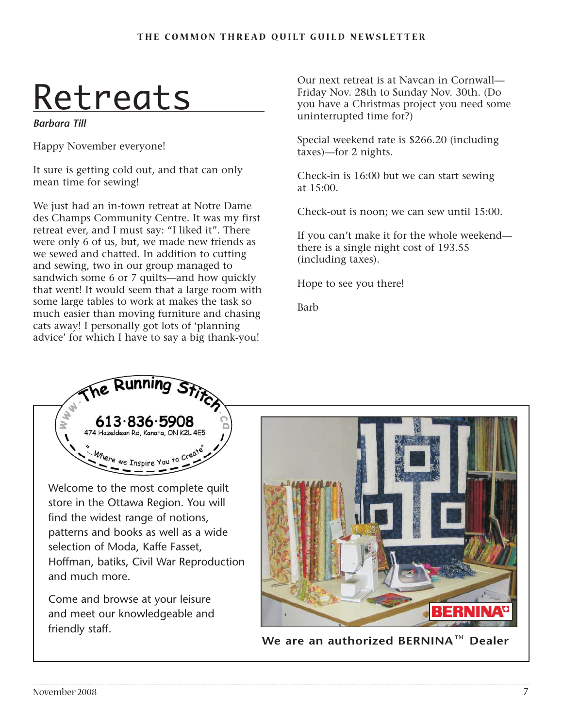# Retreats

***Barbara Till***

Happy November everyone!

It sure is getting cold out, and that can only mean time for sewing!

We just had an in-town retreat at Notre Dame des Champs Community Centre. It was my first retreat ever, and I must say: "I liked it". There were only 6 of us, but, we made new friends as we sewed and chatted. In addition to cutting and sewing, two in our group managed to sandwich some 6 or 7 quilts—and how quickly that went! It would seem that a large room with some large tables to work at makes the task so much easier than moving furniture and chasing cats away! I personally got lots of 'planning advice' for which I have to say a big thank-you!

Our next retreat is at Navcan in Cornwall—Friday Nov. 28th to Sunday Nov. 30th. (Do you have a Christmas project you need some uninterrupted time for?)

Special weekend rate is $266.20 (including taxes)—for 2 nights.

Check-in is 16:00 but we can start sewing at 15:00.

Check-out is noon; we can sew until 15:00.

If you can't make it for the whole weekend—there is a single night cost of 193.55 (including taxes).

Hope to see you there!

Barb

---

**The Running Stitch**
www.therunningstitch.ca

**613·836·5908**
474 Hazeldean Rd, Kanata, ON K2L 4E5

"...Where we Inspire You to Create"

Welcome to the most complete quilt store in the Ottawa Region. You will find the widest range of notions, patterns and books as well as a wide selection of Moda, Kaffe Fasset, Hoffman, batiks, Civil War Reproduction and much more.

Come and browse at your leisure and meet our knowledgeable and friendly staff.

**We are an authorized BERNINA™ Dealer**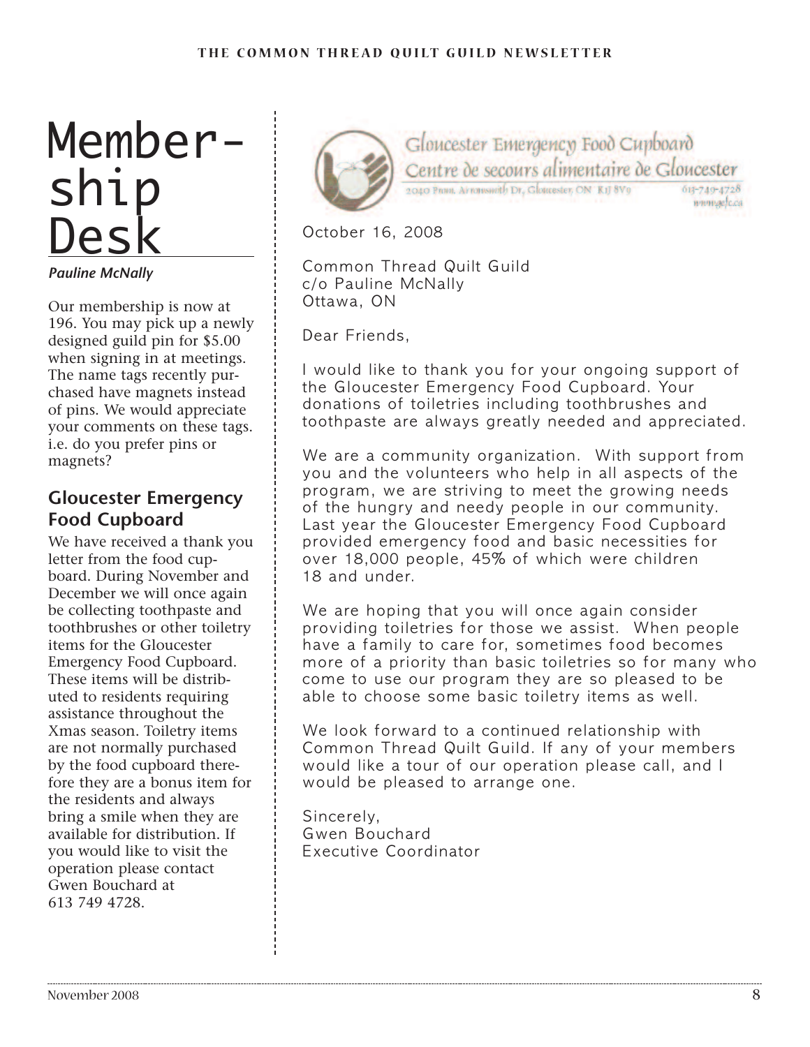// Membership Desk

*Pauline McNally*

Our membership is now at 196. You may pick up a newly designed guild pin for $5.00 when signing in at meetings. The name tags recently purchased have magnets instead of pins. We would appreciate your comments on these tags. i.e. do you prefer pins or magnets?

## Gloucester Emergency Food Cupboard

We have received a thank you letter from the food cupboard. During November and December we will once again be collecting toothpaste and toothbrushes or other toiletry items for the Gloucester Emergency Food Cupboard. These items will be distributed to residents requiring assistance throughout the Xmas season. Toiletry items are not normally purchased by the food cupboard therefore they are a bonus item for the residents and always bring a smile when they are available for distribution. If you would like to visit the operation please contact Gwen Bouchard at 613 749 4728.

---

Gloucester Emergency Food Cupboard
Centre de secours alimentaire de Gloucester
2040 Prom. Arrowsmith Dr, Gloucester, ON K1J 8V9 613-749-4728
www.gefc.ca

October 16, 2008

Common Thread Quilt Guild
c/o Pauline McNally
Ottawa, ON

Dear Friends,

I would like to thank you for your ongoing support of the Gloucester Emergency Food Cupboard. Your donations of toiletries including toothbrushes and toothpaste are always greatly needed and appreciated.

We are a community organization. With support from you and the volunteers who help in all aspects of the program, we are striving to meet the growing needs of the hungry and needy people in our community. Last year the Gloucester Emergency Food Cupboard provided emergency food and basic necessities for over 18,000 people, 45% of which were children 18 and under.

We are hoping that you will once again consider providing toiletries for those we assist. When people have a family to care for, sometimes food becomes more of a priority than basic toiletries so for many who come to use our program they are so pleased to be able to choose some basic toiletry items as well.

We look forward to a continued relationship with Common Thread Quilt Guild. If any of your members would like a tour of our operation please call, and I would be pleased to arrange one.

Sincerely,
Gwen Bouchard
Executive Coordinator